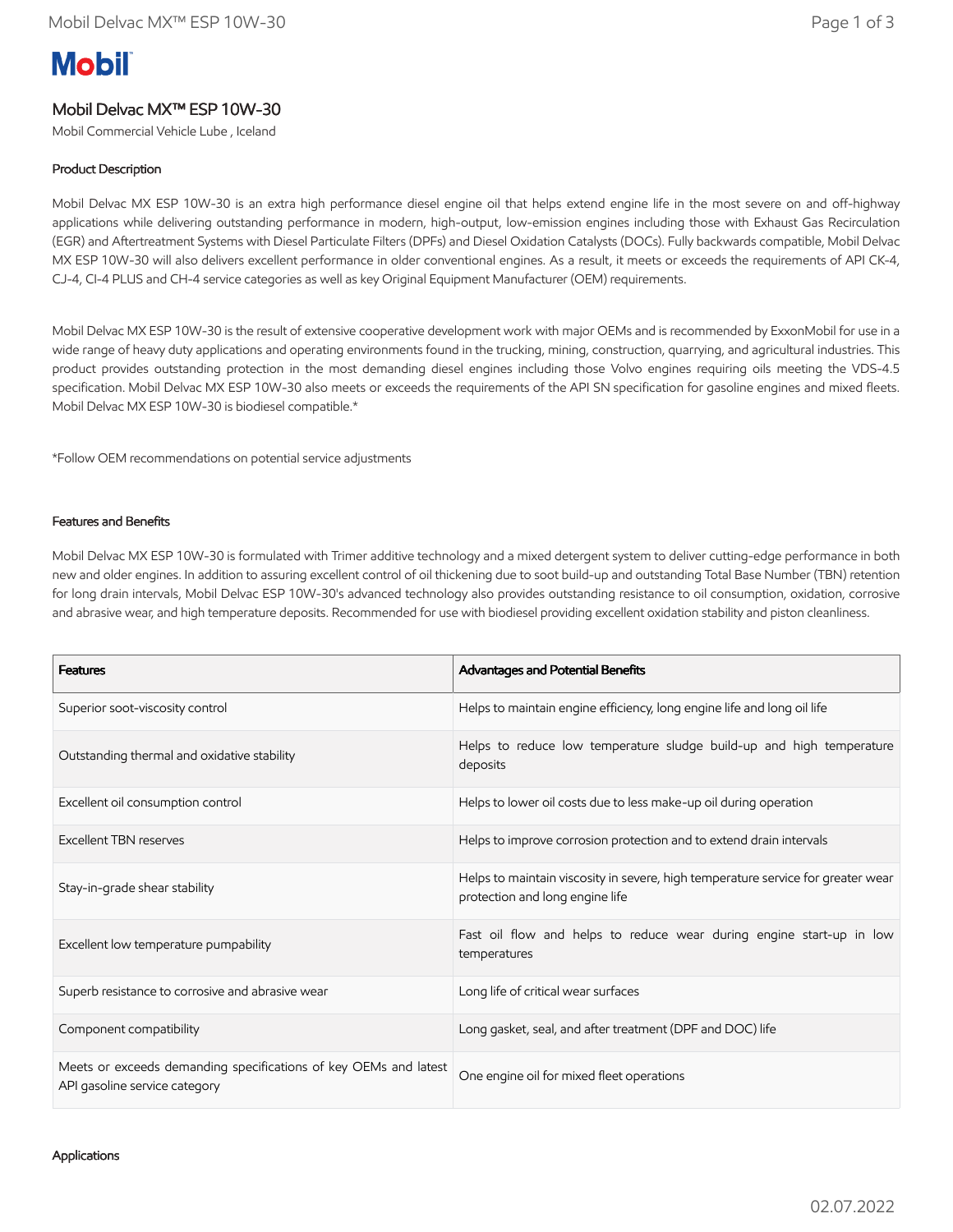# Mobil Delvac MX™ ESP 10W-30

Mobil Commercial Vehicle Lube , Iceland

## Product Description

Mobil Delvac MX ESP 10W-30 is an extra high performance diesel engine oil that helps extend engine life in the most severe on and off-highway applications while delivering outstanding performance in modern, high-output, low-emission engines including those with Exhaust Gas Recirculation (EGR) and Aftertreatment Systems with Diesel Particulate Filters (DPFs) and Diesel Oxidation Catalysts (DOCs). Fully backwards compatible, Mobil Delvac MX ESP 10W-30 will also delivers excellent performance in older conventional engines. As a result, it meets or exceeds the requirements of API CK-4, CJ-4, CI-4 PLUS and CH-4 service categories as well as key Original Equipment Manufacturer (OEM) requirements.

Mobil Delvac MX ESP 10W-30 is the result of extensive cooperative development work with major OEMs and is recommended by ExxonMobil for use in a wide range of heavy duty applications and operating environments found in the trucking, mining, construction, quarrying, and agricultural industries. This product provides outstanding protection in the most demanding diesel engines including those Volvo engines requiring oils meeting the VDS-4.5 specification. Mobil Delvac MX ESP 10W-30 also meets or exceeds the requirements of the API SN specification for gasoline engines and mixed fleets. Mobil Delvac MX ESP 10W-30 is biodiesel compatible.*

*Follow OEM recommendations on potential service adjustments

## Features and Benefits

Mobil Delvac MX ESP 10W-30 is formulated with Trimer additive technology and a mixed detergent system to deliver cutting-edge performance in both new and older engines. In addition to assuring excellent control of oil thickening due to soot build-up and outstanding Total Base Number (TBN) retention for long drain intervals, Mobil Delvac ESP 10W-30's advanced technology also provides outstanding resistance to oil consumption, oxidation, corrosive and abrasive wear, and high temperature deposits. Recommended for use with biodiesel providing excellent oxidation stability and piston cleanliness.

| Features | Advantages and Potential Benefits |
|---|---|
| Superior soot-viscosity control | Helps to maintain engine efficiency, long engine life and long oil life |
| Outstanding thermal and oxidative stability | Helps to reduce low temperature sludge build-up and high temperature deposits |
| Excellent oil consumption control | Helps to lower oil costs due to less make-up oil during operation |
| Excellent TBN reserves | Helps to improve corrosion protection and to extend drain intervals |
| Stay-in-grade shear stability | Helps to maintain viscosity in severe, high temperature service for greater wear protection and long engine life |
| Excellent low temperature pumpability | Fast oil flow and helps to reduce wear during engine start-up in low temperatures |
| Superb resistance to corrosive and abrasive wear | Long life of critical wear surfaces |
| Component compatibility | Long gasket, seal, and after treatment (DPF and DOC) life |
| Meets or exceeds demanding specifications of key OEMs and latest API gasoline service category | One engine oil for mixed fleet operations |

## Applications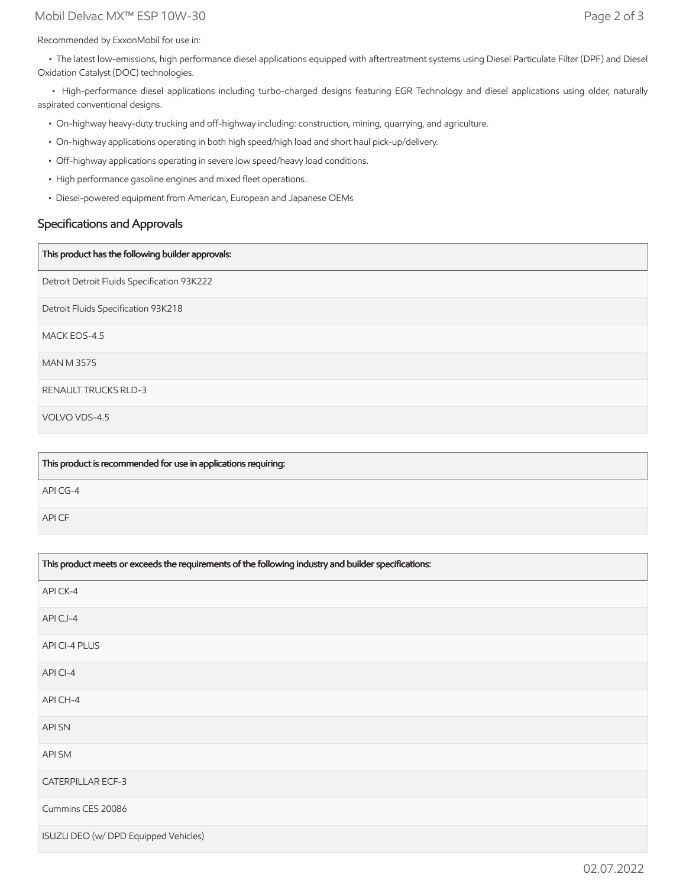Recommended by ExxonMobil for use in:

- The latest low-emissions, high performance diesel applications equipped with aftertreatment systems using Diesel Particulate Filter (DPF) and Diesel Oxidation Catalyst (DOC) technologies.
- High-performance diesel applications including turbo-charged designs featuring EGR Technology and diesel applications using older, naturally aspirated conventional designs.
- On-highway heavy-duty trucking and off-highway including: construction, mining, quarrying, and agriculture.
- On-highway applications operating in both high speed/high load and short haul pick-up/delivery.
- Off-highway applications operating in severe low speed/heavy load conditions.
- High performance gasoline engines and mixed fleet operations.
- Diesel-powered equipment from American, European and Japanese OEMs

## Specifications and Approvals

| This product has the following builder approvals: |
| --- |
| Detroit Detroit Fluids Specification 93K222 |
| Detroit Fluids Specification 93K218 |
| MACK EOS-4.5 |
| MAN M 3575 |
| RENAULT TRUCKS RLD-3 |
| VOLVO VDS-4.5 |

| This product is recommended for use in applications requiring: |
| --- |
| API CG-4 |
| API CF |

| This product meets or exceeds the requirements of the following industry and builder specifications: |
| --- |
| API CK-4 |
| API CJ-4 |
| API CI-4 PLUS |
| API CI-4 |
| API CH-4 |
| API SN |
| API SM |
| CATERPILLAR ECF-3 |
| Cummins CES 20086 |
| ISUZU DEO (w/ DPD Equipped Vehicles) |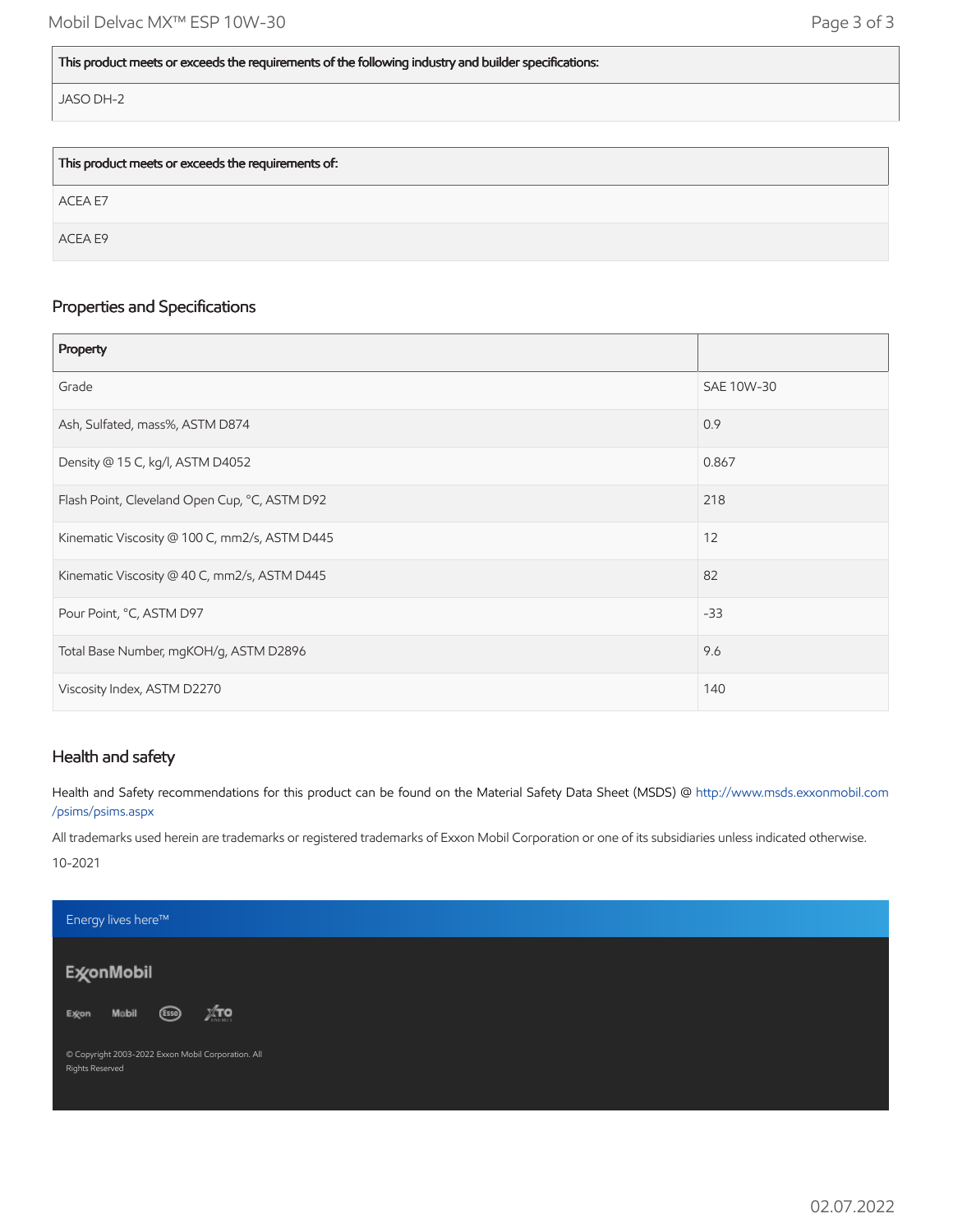| This product meets or exceeds the requirements of the following industry and builder specifications: |
| --- |
| JASO DH-2 |

| This product meets or exceeds the requirements of: |
| --- |
| ACEA E7 |
| ACEA E9 |

## Properties and Specifications

| Property | |
| --- | --- |
| Grade | SAE 10W-30 |
| Ash, Sulfated, mass%, ASTM D874 | 0.9 |
| Density @ 15 C, kg/l, ASTM D4052 | 0.867 |
| Flash Point, Cleveland Open Cup, °C, ASTM D92 | 218 |
| Kinematic Viscosity @ 100 C, mm2/s, ASTM D445 | 12 |
| Kinematic Viscosity @ 40 C, mm2/s, ASTM D445 | 82 |
| Pour Point, °C, ASTM D97 | -33 |
| Total Base Number, mgKOH/g, ASTM D2896 | 9.6 |
| Viscosity Index, ASTM D2270 | 140 |

## Health and safety

Health and Safety recommendations for this product can be found on the Material Safety Data Sheet (MSDS) @ http://www.msds.exxonmobil.com/psims/psims.aspx

All trademarks used herein are trademarks or registered trademarks of Exxon Mobil Corporation or one of its subsidiaries unless indicated otherwise.

10-2021

Energy lives here™

ExxonMobil

Exxon Mobil Esso XTO

© Copyright 2003-2022 Exxon Mobil Corporation. All Rights Reserved